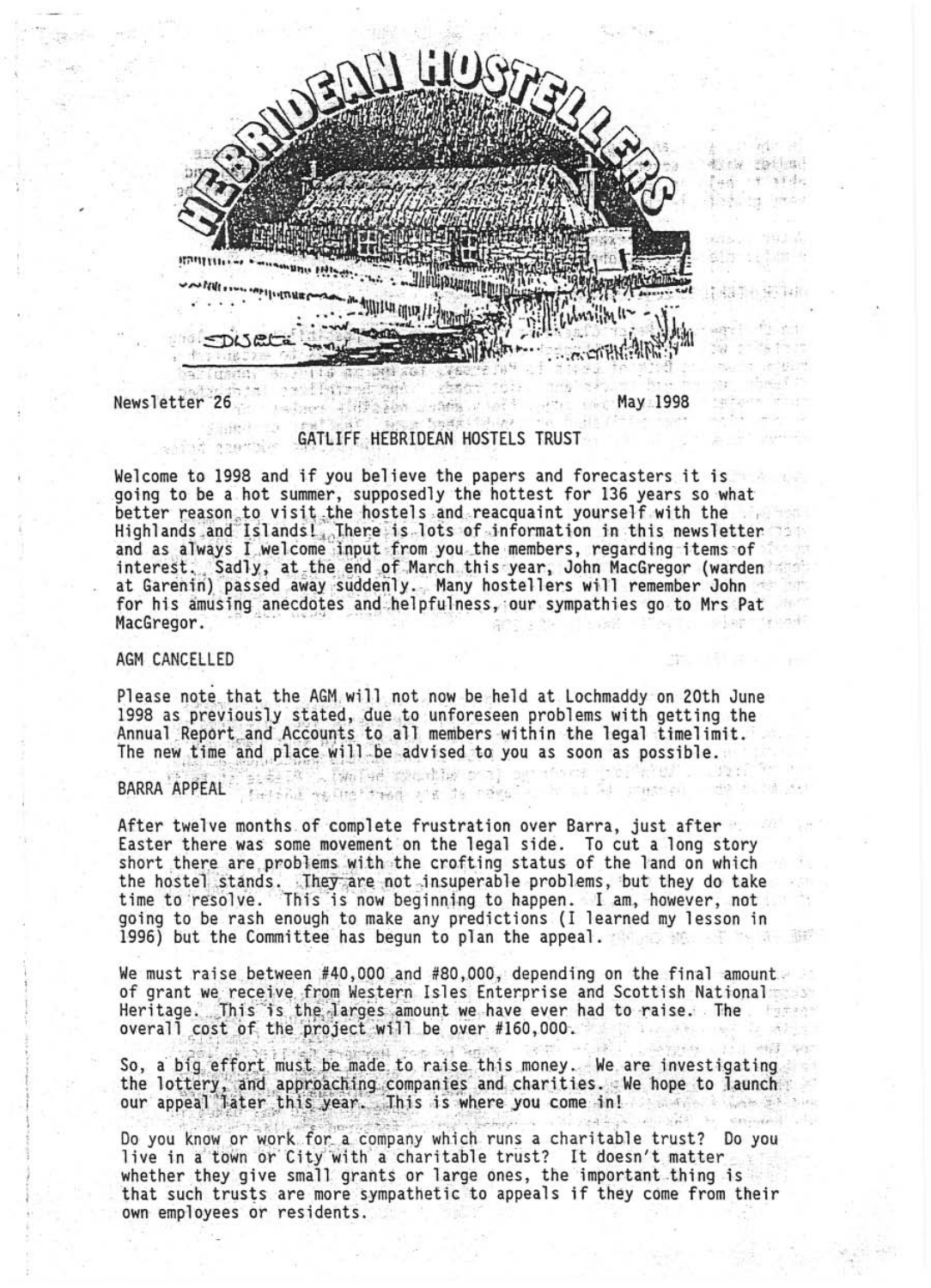# HEBRIDEAN HOSTELLERS

Newsletter 26 May 1998

## GATLIFF HEBRIDEAN HOSTELS TRUST

Welcome to 1998 and if you believe the papers and forecasters it is going to be a hot summer, supposedly the hottest for 136 years so what better reason to visit the hostels and reacquaint yourself with the Highlands and Islands! There is lots of information in this newsletter and as always I welcome input from you the members, regarding items of interest. Sadly, at the end of March this year, John MacGregor (warden at Garenin) passed away suddenly. Many hostellers will remember John for his amusing anecdotes and helpfulness, our sympathies go to Mrs Pat MacGregor.

### AGM CANCELLED

Please note that the AGM will not now be held at Lochmaddy on 20th June 1998 as previously stated, due to unforeseen problems with getting the Annual Report and Accounts to all members within the legal timelimit. The new time and place will be advised to you as soon as possible.

### BARRA APPEAL

After twelve months of complete frustration over Barra, just after Easter there was some movement on the legal side. To cut a long story short there are problems with the crofting status of the land on which the hostel stands. They are not insuperable problems, but they do take time to resolve. This is now beginning to happen. I am, however, not going to be rash enough to make any predictions (I learned my lesson in 1996) but the Committee has begun to plan the appeal.

We must raise between #40,000 and #80,000, depending on the final amount of grant we receive from Western Isles Enterprise and Scottish National Heritage. This is the larges amount we have ever had to raise. The overall cost of the project will be over #160,000.

So, a big effort must be made to raise this money. We are investigating the lottery, and approaching companies and charities. We hope to launch our appeal later this year. This is where you come in!

Do you know or work for a company which runs a charitable trust? Do you live in a town or City with a charitable trust? It doesn't matter whether they give small grants or large ones, the important thing is that such trusts are more sympathetic to appeals if they come from their own employees or residents.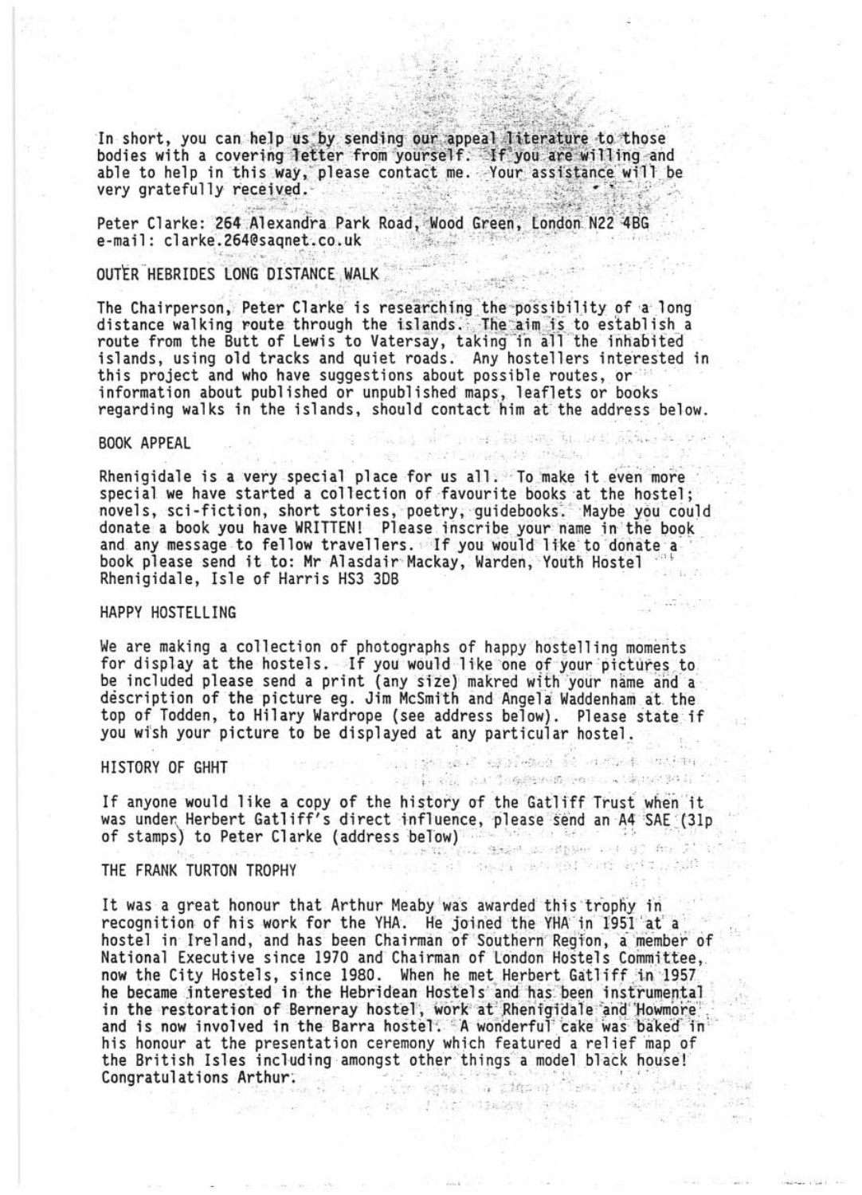In short, you can help us by sending our appeal literature to those bodies with a covering letter from yourself. If you are willing and able to help in this way, please contact me. Your assistance will be very gratefully received.

Peter Clarke: 264 Alexandra Park Road, Wood Green, London N22 4BG
e-mail: clarke.264@saqnet.co.uk

## OUTER HEBRIDES LONG DISTANCE WALK

The Chairperson, Peter Clarke is researching the possibility of a long distance walking route through the islands. The aim is to establish a route from the Butt of Lewis to Vatersay, taking in all the inhabited islands, using old tracks and quiet roads. Any hostellers interested in this project and who have suggestions about possible routes, or information about published or unpublished maps, leaflets or books regarding walks in the islands, should contact him at the address below.

## BOOK APPEAL

Rhenigidale is a very special place for us all. To make it even more special we have started a collection of favourite books at the hostel; novels, sci-fiction, short stories, poetry, guidebooks. Maybe you could donate a book you have WRITTEN! Please inscribe your name in the book and any message to fellow travellers. If you would like to donate a book please send it to: Mr Alasdair Mackay, Warden, Youth Hostel Rhenigidale, Isle of Harris HS3 3DB

## HAPPY HOSTELLING

We are making a collection of photographs of happy hostelling moments for display at the hostels. If you would like one of your pictures to be included please send a print (any size) makred with your name and a description of the picture eg. Jim McSmith and Angela Waddenham at the top of Todden, to Hilary Wardrope (see address below). Please state if you wish your picture to be displayed at any particular hostel.

## HISTORY OF GHHT

If anyone would like a copy of the history of the Gatliff Trust when it was under Herbert Gatliff's direct influence, please send an A4 SAE (31p of stamps) to Peter Clarke (address below)

## THE FRANK TURTON TROPHY

It was a great honour that Arthur Meaby was awarded this trophy in recognition of his work for the YHA. He joined the YHA in 1951 at a hostel in Ireland, and has been Chairman of Southern Region, a member of National Executive since 1970 and Chairman of London Hostels Committee, now the City Hostels, since 1980. When he met Herbert Gatliff in 1957 he became interested in the Hebridean Hostels and has been instrumental in the restoration of Berneray hostel, work at Rhenigidale and Howmore and is now involved in the Barra hostel. A wonderful cake was baked in his honour at the presentation ceremony which featured a relief map of the British Isles including amongst other things a model black house! Congratulations Arthur.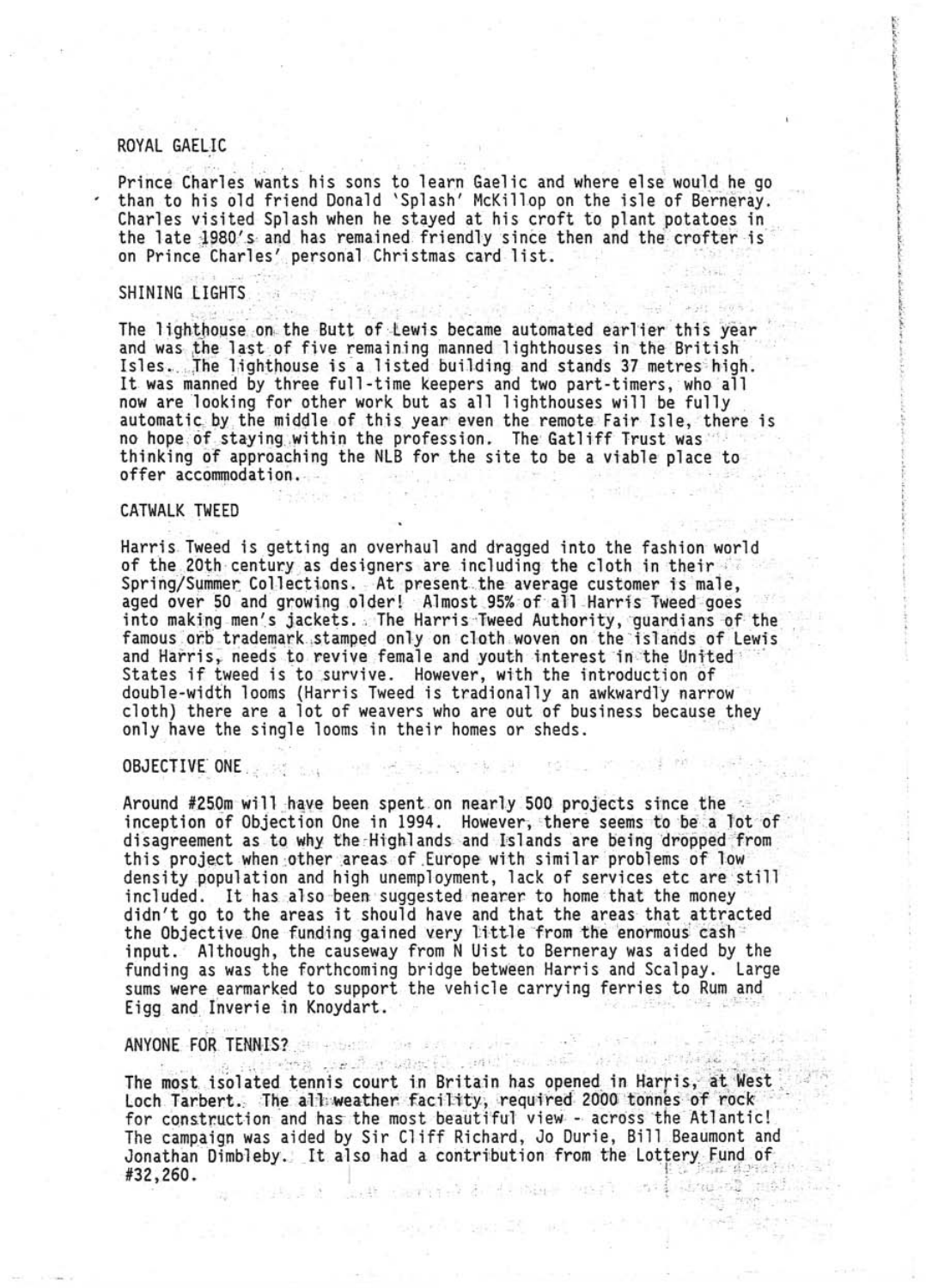## ROYAL GAELIC

Prince Charles wants his sons to learn Gaelic and where else would he go than to his old friend Donald 'Splash' McKillop on the isle of Berneray. Charles visited Splash when he stayed at his croft to plant potatoes in the late 1980's and has remained friendly since then and the crofter is on Prince Charles' personal Christmas card list.

## SHINING LIGHTS

The lighthouse on the Butt of Lewis became automated earlier this year and was the last of five remaining manned lighthouses in the British Isles. The lighthouse is a listed building and stands 37 metres high. It was manned by three full-time keepers and two part-timers, who all now are looking for other work but as all lighthouses will be fully automatic by the middle of this year even the remote Fair Isle, there is no hope of staying within the profession. The Gatliff Trust was thinking of approaching the NLB for the site to be a viable place to offer accommodation.

## CATWALK TWEED

Harris Tweed is getting an overhaul and dragged into the fashion world of the 20th century as designers are including the cloth in their Spring/Summer Collections. At present the average customer is male, aged over 50 and growing older! Almost 95% of all Harris Tweed goes into making men's jackets. The Harris Tweed Authority, guardians of the famous orb trademark stamped only on cloth woven on the islands of Lewis and Harris, needs to revive female and youth interest in the United States if tweed is to survive. However, with the introduction of double-width looms (Harris Tweed is tradionally an awkwardly narrow cloth) there are a lot of weavers who are out of business because they only have the single looms in their homes or sheds.

## OBJECTIVE ONE

Around #250m will have been spent on nearly 500 projects since the inception of Objection One in 1994. However, there seems to be a lot of disagreement as to why the Highlands and Islands are being dropped from this project when other areas of Europe with similar problems of low density population and high unemployment, lack of services etc are still included. It has also been suggested nearer to home that the money didn't go to the areas it should have and that the areas that attracted the Objective One funding gained very little from the enormous cash input. Although, the causeway from N Uist to Berneray was aided by the funding as was the forthcoming bridge between Harris and Scalpay. Large sums were earmarked to support the vehicle carrying ferries to Rum and Eigg and Inverie in Knoydart.

## ANYONE FOR TENNIS?

The most isolated tennis court in Britain has opened in Harris, at West Loch Tarbert. The all-weather facility, required 2000 tonnes of rock for construction and has the most beautiful view - across the Atlantic! The campaign was aided by Sir Cliff Richard, Jo Durie, Bill Beaumont and Jonathan Dimbleby. It also had a contribution from the Lottery Fund of #32,260.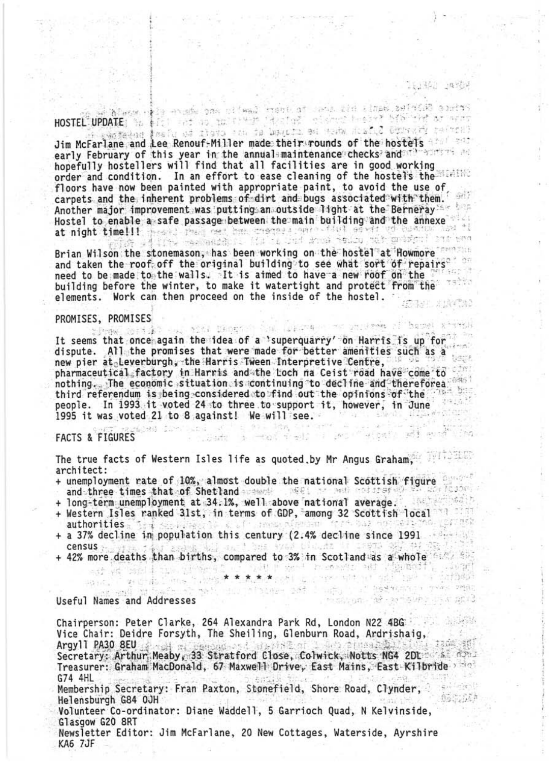## HOSTEL UPDATE

Jim McFarlane and Lee Renouf-Miller made their rounds of the hostels early February of this year in the annual maintenance checks and hopefully hostellers will find that all facilities are in good working order and condition. In an effort to ease cleaning of the hostels the floors have now been painted with appropriate paint, to avoid the use of carpets and the inherent problems of dirt and bugs associated with them. Another major improvement was putting an outside light at the Berneray Hostel to enable a safe passage between the main building and the annexe at night time!!!

Brian Wilson the stonemason, has been working on the hostel at Howmore and taken the roof off the original building to see what sort of repairs need to be made to the walls. It is aimed to have a new roof on the building before the winter, to make it watertight and protect from the elements. Work can then proceed on the inside of the hostel.

## PROMISES, PROMISES

It seems that once again the idea of a 'superquarry' on Harris is up for dispute. All the promises that were made for better amenities such as a new pier at Leverburgh, the Harris Tween Interpretive Centre, pharmaceutical factory in Harris and the Loch na Ceist road have come to nothing. The economic situation is continuing to decline and therefore a third referendum is being considered to find out the opinions of the people. In 1993 it voted 24 to three to support it, however, in June 1995 it was voted 21 to 8 against! We will see.

## FACTS & FIGURES

The true facts of Western Isles life as quoted by Mr Angus Graham, architect:

+ unemployment rate of 10%, almost double the national Scottish figure and three times that of Shetland
+ long-term unemployment at 34.1%, well above national average.
+ Western Isles ranked 31st, in terms of GDP, among 32 Scottish local authorities
+ a 37% decline in population this century (2.4% decline since 1991 census
+ 42% more deaths than births, compared to 3% in Scotland as a whole

\* \* \* \* \*

Useful Names and Addresses

Chairperson: Peter Clarke, 264 Alexandra Park Rd, London N22 4BG
Vice Chair: Deidre Forsyth, The Sheiling, Glenburn Road, Ardrishaig, Argyll PA30 8EU
Secretary: Arthur Meaby, 33 Stratford Close, Colwick, Notts NG4 2DL
Treasurer: Graham MacDonald, 67 Maxwell Drive, East Mains, East Kilbride G74 4HL
Membership Secretary: Fran Paxton, Stonefield, Shore Road, Clynder, Helensburgh G84 0JH
Volunteer Co-ordinator: Diane Waddell, 5 Garrioch Quad, N Kelvinside, Glasgow G20 8RT
Newsletter Editor: Jim McFarlane, 20 New Cottages, Waterside, Ayrshire KA6 7JF